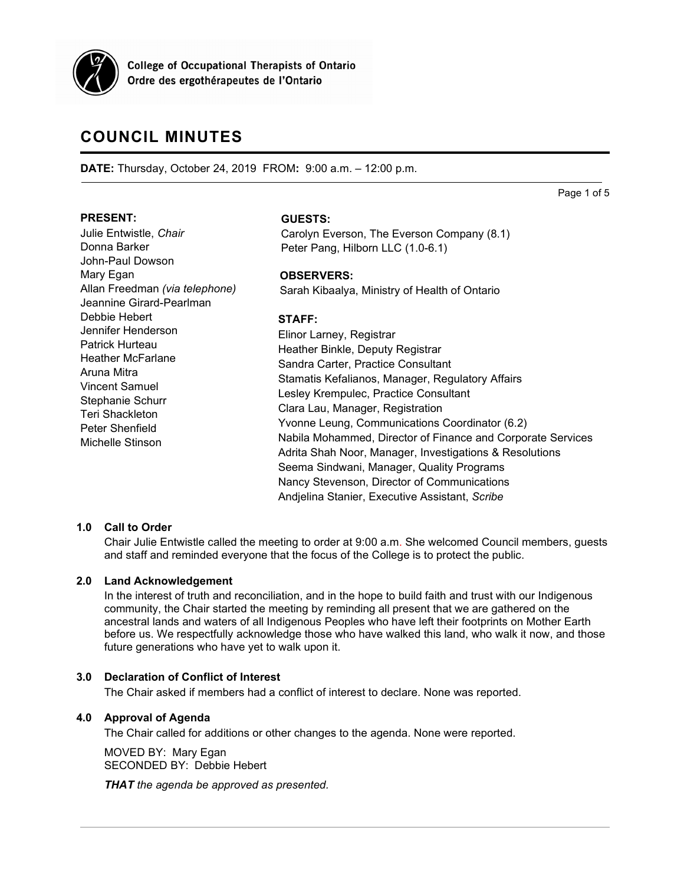College of Occupational Therapists of Ontario
Ordre des ergothérapeutes de l'Ontario

# COUNCIL MINUTES

**DATE:** Thursday, October 24, 2019 FROM**:** 9:00 a.m. – 12:00 p.m.

**PRESENT:**
Julie Entwistle, *Chair*
Donna Barker
John-Paul Dowson
Mary Egan
Allan Freedman *(via telephone)*
Jeannine Girard-Pearlman
Debbie Hebert
Jennifer Henderson
Patrick Hurteau
Heather McFarlane
Aruna Mitra
Vincent Samuel
Stephanie Schurr
Teri Shackleton
Peter Shenfield
Michelle Stinson

**GUESTS:**
Carolyn Everson, The Everson Company (8.1)
Peter Pang, Hilborn LLC (1.0-6.1)

**OBSERVERS:**
Sarah Kibaalya, Ministry of Health of Ontario

**STAFF:**
Elinor Larney, Registrar
Heather Binkle, Deputy Registrar
Sandra Carter, Practice Consultant
Stamatis Kefalianos, Manager, Regulatory Affairs
Lesley Krempulec, Practice Consultant
Clara Lau, Manager, Registration
Yvonne Leung, Communications Coordinator (6.2)
Nabila Mohammed, Director of Finance and Corporate Services
Adrita Shah Noor, Manager, Investigations & Resolutions
Seema Sindwani, Manager, Quality Programs
Nancy Stevenson, Director of Communications
Andjelina Stanier, Executive Assistant, *Scribe*

### 1.0 Call to Order

Chair Julie Entwistle called the meeting to order at 9:00 a.m. She welcomed Council members, guests and staff and reminded everyone that the focus of the College is to protect the public.

### 2.0 Land Acknowledgement

In the interest of truth and reconciliation, and in the hope to build faith and trust with our Indigenous community, the Chair started the meeting by reminding all present that we are gathered on the ancestral lands and waters of all Indigenous Peoples who have left their footprints on Mother Earth before us. We respectfully acknowledge those who have walked this land, who walk it now, and those future generations who have yet to walk upon it.

### 3.0 Declaration of Conflict of Interest

The Chair asked if members had a conflict of interest to declare. None was reported.

### 4.0 Approval of Agenda

The Chair called for additions or other changes to the agenda. None were reported.

MOVED BY: Mary Egan
SECONDED BY: Debbie Hebert

***THAT*** *the agenda be approved as presented.*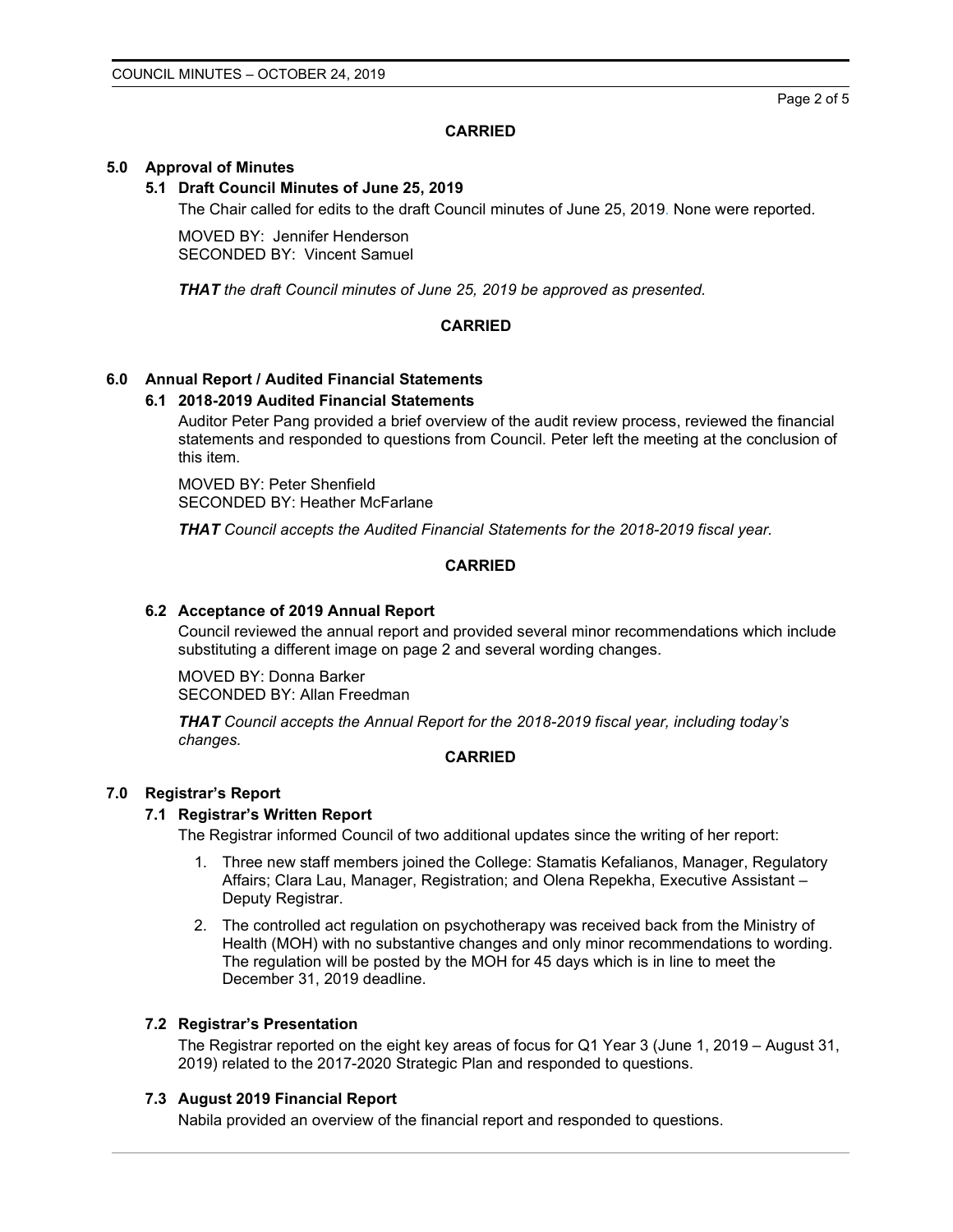**CARRIED**

## 5.0 Approval of Minutes

### 5.1 Draft Council Minutes of June 25, 2019

The Chair called for edits to the draft Council minutes of June 25, 2019. None were reported.

MOVED BY: Jennifer Henderson
SECONDED BY: Vincent Samuel

***THAT** the draft Council minutes of June 25, 2019 be approved as presented.*

**CARRIED**

## 6.0 Annual Report / Audited Financial Statements

### 6.1 2018-2019 Audited Financial Statements

Auditor Peter Pang provided a brief overview of the audit review process, reviewed the financial statements and responded to questions from Council. Peter left the meeting at the conclusion of this item.

MOVED BY: Peter Shenfield
SECONDED BY: Heather McFarlane

***THAT** Council accepts the Audited Financial Statements for the 2018-2019 fiscal year.*

**CARRIED**

### 6.2 Acceptance of 2019 Annual Report

Council reviewed the annual report and provided several minor recommendations which include substituting a different image on page 2 and several wording changes.

MOVED BY: Donna Barker
SECONDED BY: Allan Freedman

***THAT** Council accepts the Annual Report for the 2018-2019 fiscal year, including today's changes.*

**CARRIED**

## 7.0 Registrar's Report

### 7.1 Registrar's Written Report

The Registrar informed Council of two additional updates since the writing of her report:

1. Three new staff members joined the College: Stamatis Kefalianos, Manager, Regulatory Affairs; Clara Lau, Manager, Registration; and Olena Repekha, Executive Assistant – Deputy Registrar.
2. The controlled act regulation on psychotherapy was received back from the Ministry of Health (MOH) with no substantive changes and only minor recommendations to wording. The regulation will be posted by the MOH for 45 days which is in line to meet the December 31, 2019 deadline.

### 7.2 Registrar's Presentation

The Registrar reported on the eight key areas of focus for Q1 Year 3 (June 1, 2019 – August 31, 2019) related to the 2017-2020 Strategic Plan and responded to questions.

### 7.3 August 2019 Financial Report

Nabila provided an overview of the financial report and responded to questions.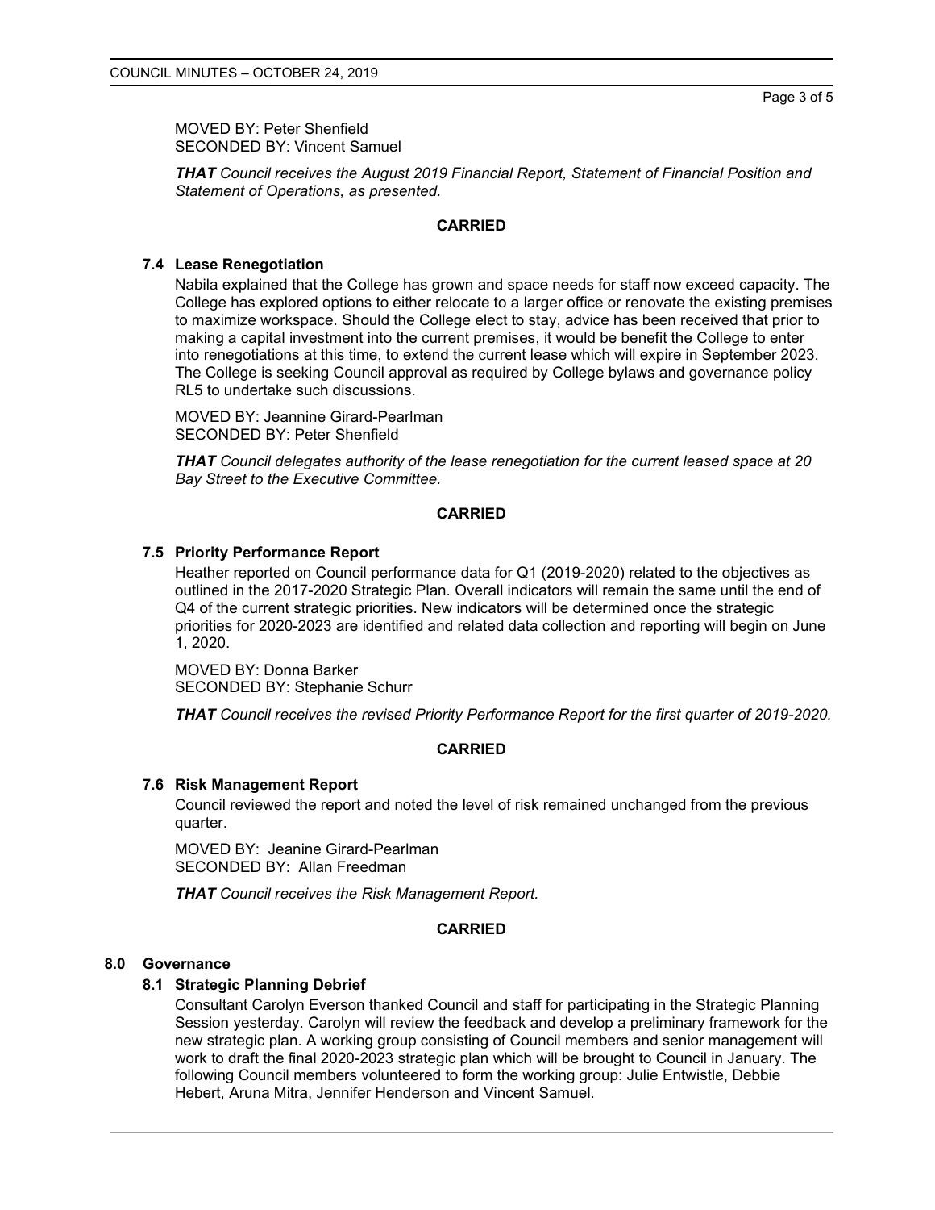MOVED BY: Peter Shenfield
SECONDED BY: Vincent Samuel

***THAT** Council receives the August 2019 Financial Report, Statement of Financial Position and Statement of Operations, as presented.*

**CARRIED**

### 7.4 Lease Renegotiation

Nabila explained that the College has grown and space needs for staff now exceed capacity. The College has explored options to either relocate to a larger office or renovate the existing premises to maximize workspace. Should the College elect to stay, advice has been received that prior to making a capital investment into the current premises, it would be benefit the College to enter into renegotiations at this time, to extend the current lease which will expire in September 2023. The College is seeking Council approval as required by College bylaws and governance policy RL5 to undertake such discussions.

MOVED BY: Jeannine Girard-Pearlman
SECONDED BY: Peter Shenfield

***THAT** Council delegates authority of the lease renegotiation for the current leased space at 20 Bay Street to the Executive Committee.*

**CARRIED**

### 7.5 Priority Performance Report

Heather reported on Council performance data for Q1 (2019-2020) related to the objectives as outlined in the 2017-2020 Strategic Plan. Overall indicators will remain the same until the end of Q4 of the current strategic priorities. New indicators will be determined once the strategic priorities for 2020-2023 are identified and related data collection and reporting will begin on June 1, 2020.

MOVED BY: Donna Barker
SECONDED BY: Stephanie Schurr

***THAT** Council receives the revised Priority Performance Report for the first quarter of 2019-2020.*

**CARRIED**

### 7.6 Risk Management Report

Council reviewed the report and noted the level of risk remained unchanged from the previous quarter.

MOVED BY: Jeanine Girard-Pearlman
SECONDED BY: Allan Freedman

***THAT** Council receives the Risk Management Report.*

**CARRIED**

## 8.0 Governance

### 8.1 Strategic Planning Debrief

Consultant Carolyn Everson thanked Council and staff for participating in the Strategic Planning Session yesterday. Carolyn will review the feedback and develop a preliminary framework for the new strategic plan. A working group consisting of Council members and senior management will work to draft the final 2020-2023 strategic plan which will be brought to Council in January. The following Council members volunteered to form the working group: Julie Entwistle, Debbie Hebert, Aruna Mitra, Jennifer Henderson and Vincent Samuel.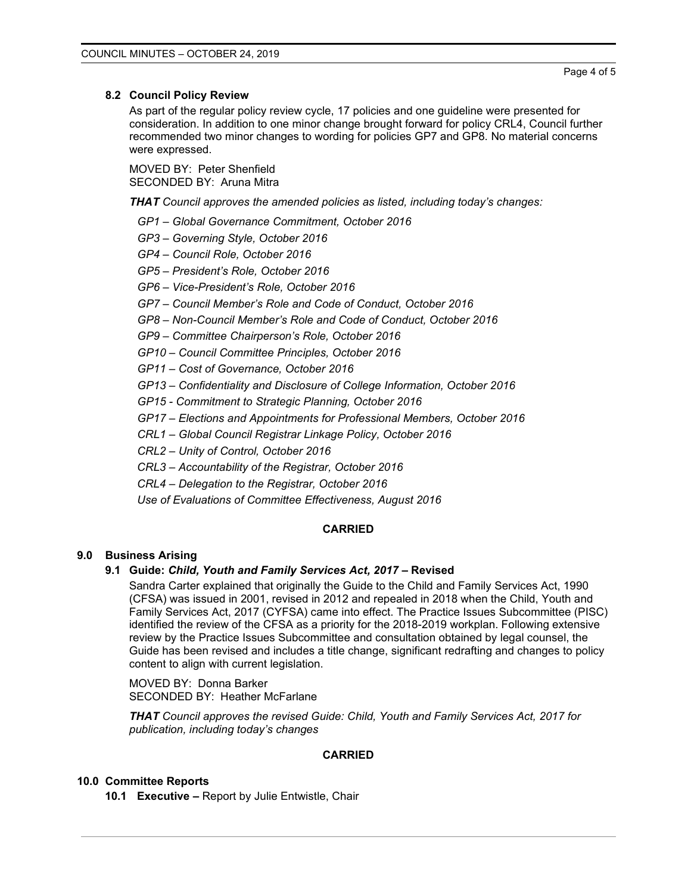### 8.2 Council Policy Review

As part of the regular policy review cycle, 17 policies and one guideline were presented for consideration. In addition to one minor change brought forward for policy CRL4, Council further recommended two minor changes to wording for policies GP7 and GP8. No material concerns were expressed.

MOVED BY: Peter Shenfield
SECONDED BY: Aruna Mitra

***THAT** Council approves the amended policies as listed, including today's changes:*

*GP1 – Global Governance Commitment, October 2016*

*GP3 – Governing Style, October 2016*

*GP4 – Council Role, October 2016*

*GP5 – President's Role, October 2016*

*GP6 – Vice-President's Role, October 2016*

*GP7 – Council Member's Role and Code of Conduct, October 2016*

*GP8 – Non-Council Member's Role and Code of Conduct, October 2016*

*GP9 – Committee Chairperson's Role, October 2016*

*GP10 – Council Committee Principles, October 2016*

*GP11 – Cost of Governance, October 2016*

*GP13 – Confidentiality and Disclosure of College Information, October 2016*

*GP15 - Commitment to Strategic Planning, October 2016*

*GP17 – Elections and Appointments for Professional Members, October 2016*

*CRL1 – Global Council Registrar Linkage Policy, October 2016*

*CRL2 – Unity of Control, October 2016*

*CRL3 – Accountability of the Registrar, October 2016*

*CRL4 – Delegation to the Registrar, October 2016*

*Use of Evaluations of Committee Effectiveness, August 2016*

**CARRIED**

## 9.0 Business Arising

### 9.1 Guide: *Child, Youth and Family Services Act, 2017* – Revised

Sandra Carter explained that originally the Guide to the Child and Family Services Act, 1990 (CFSA) was issued in 2001, revised in 2012 and repealed in 2018 when the Child, Youth and Family Services Act, 2017 (CYFSA) came into effect. The Practice Issues Subcommittee (PISC) identified the review of the CFSA as a priority for the 2018-2019 workplan. Following extensive review by the Practice Issues Subcommittee and consultation obtained by legal counsel, the Guide has been revised and includes a title change, significant redrafting and changes to policy content to align with current legislation.

MOVED BY: Donna Barker
SECONDED BY: Heather McFarlane

***THAT** Council approves the revised Guide: Child, Youth and Family Services Act, 2017 for publication, including today's changes*

**CARRIED**

## 10.0 Committee Reports

**10.1 Executive –** Report by Julie Entwistle, Chair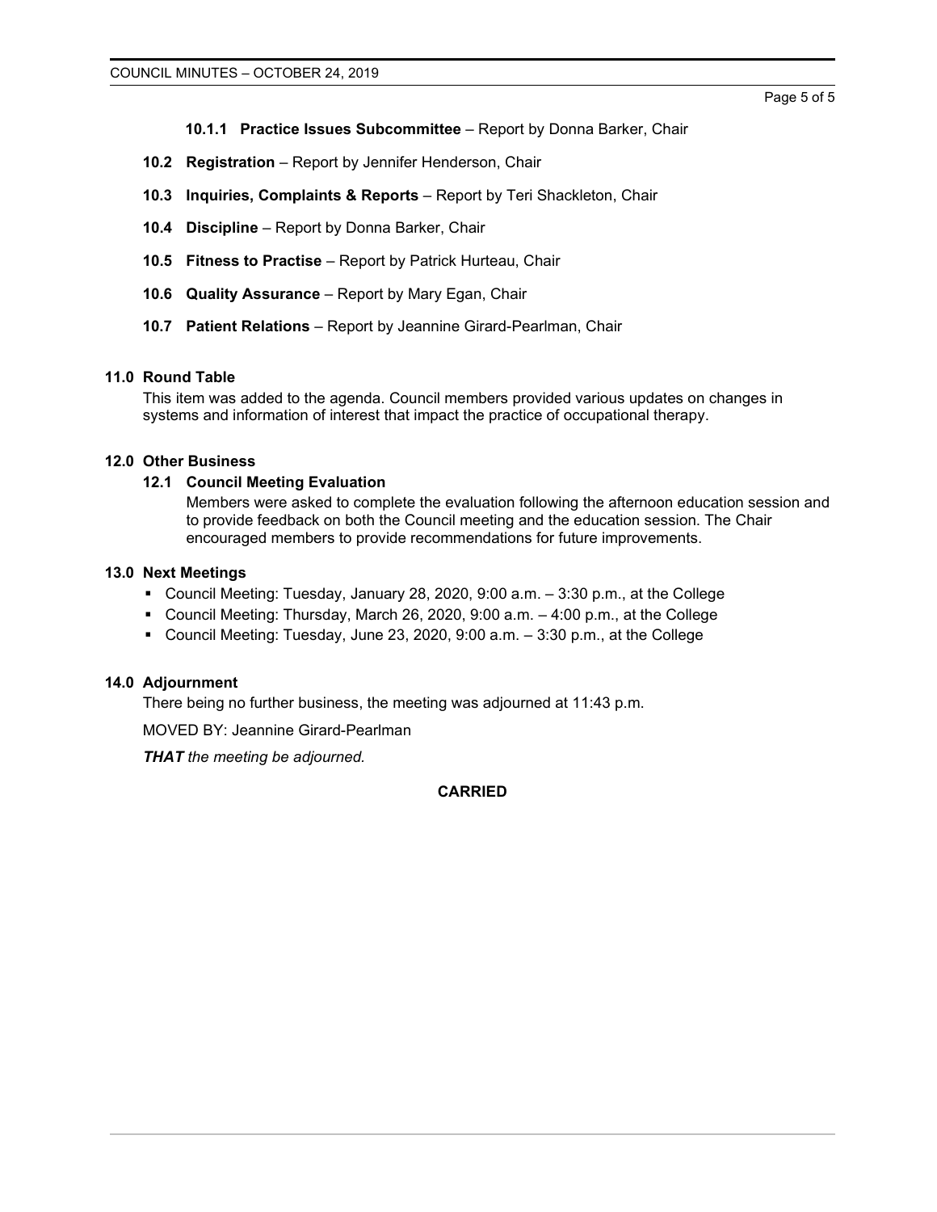**10.1.1 Practice Issues Subcommittee** – Report by Donna Barker, Chair

**10.2 Registration** – Report by Jennifer Henderson, Chair

**10.3 Inquiries, Complaints & Reports** – Report by Teri Shackleton, Chair

**10.4 Discipline** – Report by Donna Barker, Chair

**10.5 Fitness to Practise** – Report by Patrick Hurteau, Chair

**10.6 Quality Assurance** – Report by Mary Egan, Chair

**10.7 Patient Relations** – Report by Jeannine Girard-Pearlman, Chair

## 11.0 Round Table

This item was added to the agenda. Council members provided various updates on changes in systems and information of interest that impact the practice of occupational therapy.

## 12.0 Other Business

### 12.1 Council Meeting Evaluation

Members were asked to complete the evaluation following the afternoon education session and to provide feedback on both the Council meeting and the education session. The Chair encouraged members to provide recommendations for future improvements.

## 13.0 Next Meetings

- Council Meeting: Tuesday, January 28, 2020, 9:00 a.m. – 3:30 p.m., at the College
- Council Meeting: Thursday, March 26, 2020, 9:00 a.m. – 4:00 p.m., at the College
- Council Meeting: Tuesday, June 23, 2020, 9:00 a.m. – 3:30 p.m., at the College

## 14.0 Adjournment

There being no further business, the meeting was adjourned at 11:43 p.m.

MOVED BY: Jeannine Girard-Pearlman

***THAT*** *the meeting be adjourned.*

**CARRIED**